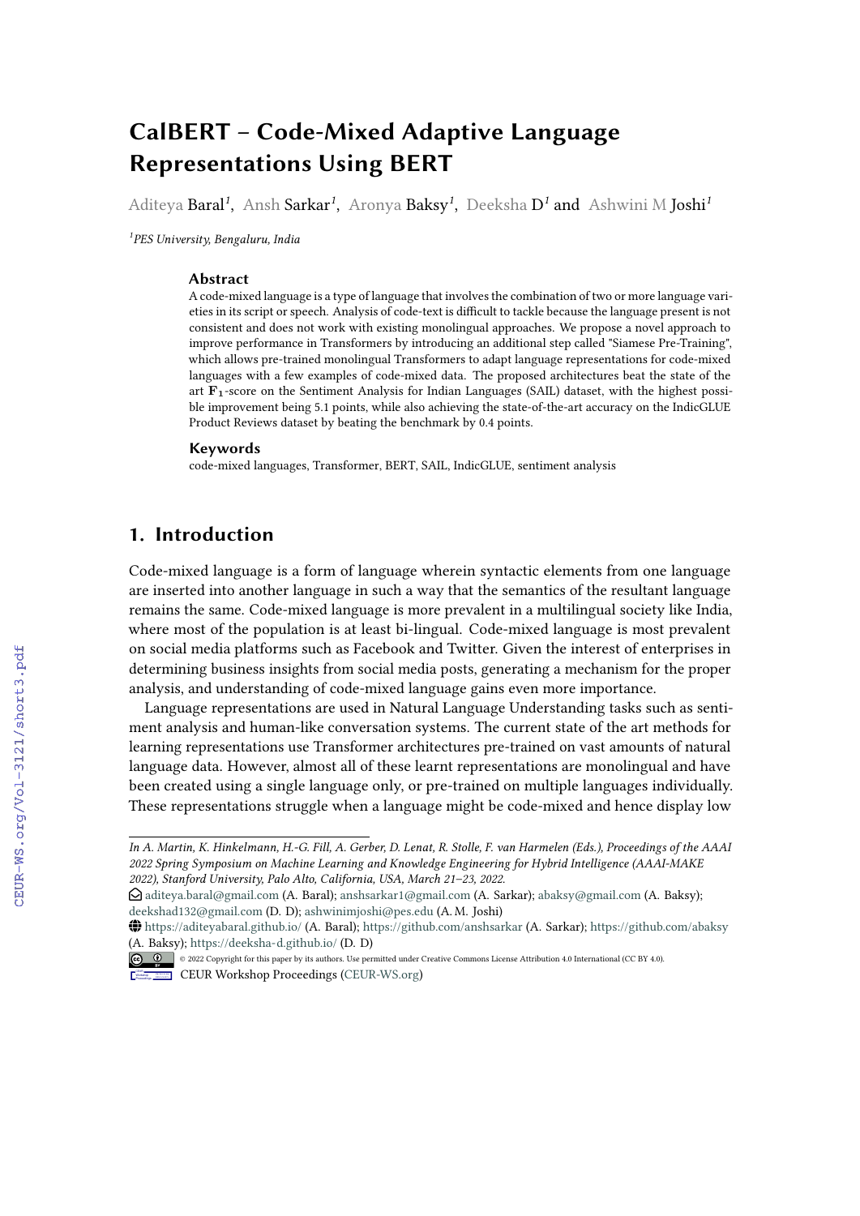# CalBERT – Code-Mixed Adaptive Language Representations Using BERT

Aditeya Baral[1], Ansh Sarkar[1], Aronya Baksy[1], Deeksha D[1] and Ashwini M Joshi[1]

[1]*PES University, Bengaluru, India*

### Abstract

A code-mixed language is a type of language that involves the combination of two or more language varieties in its script or speech. Analysis of code-text is difficult to tackle because the language present is not consistent and does not work with existing monolingual approaches. We propose a novel approach to improve performance in Transformers by introducing an additional step called "Siamese Pre-Training", which allows pre-trained monolingual Transformers to adapt language representations for code-mixed languages with a few examples of code-mixed data. The proposed architectures beat the state of the art $\mathbf{F_1}$-score on the Sentiment Analysis for Indian Languages (SAIL) dataset, with the highest possible improvement being 5.1 points, while also achieving the state-of-the-art accuracy on the IndicGLUE Product Reviews dataset by beating the benchmark by 0.4 points.

### Keywords

code-mixed languages, Transformer, BERT, SAIL, IndicGLUE, sentiment analysis

## 1. Introduction

Code-mixed language is a form of language wherein syntactic elements from one language are inserted into another language in such a way that the semantics of the resultant language remains the same. Code-mixed language is more prevalent in a multilingual society like India, where most of the population is at least bi-lingual. Code-mixed language is most prevalent on social media platforms such as Facebook and Twitter. Given the interest of enterprises in determining business insights from social media posts, generating a mechanism for the proper analysis, and understanding of code-mixed language gains even more importance.

Language representations are used in Natural Language Understanding tasks such as sentiment analysis and human-like conversation systems. The current state of the art methods for learning representations use Transformer architectures pre-trained on vast amounts of natural language data. However, almost all of these learnt representations are monolingual and have been created using a single language only, or pre-trained on multiple languages individually. These representations struggle when a language might be code-mixed and hence display low

---

*In A. Martin, K. Hinkelmann, H.-G. Fill, A. Gerber, D. Lenat, R. Stolle, F. van Harmelen (Eds.), Proceedings of the AAAI 2022 Spring Symposium on Machine Learning and Knowledge Engineering for Hybrid Intelligence (AAAI-MAKE 2022), Stanford University, Palo Alto, California, USA, March 21–23, 2022.*

aditeya.baral@gmail.com (A. Baral); anshsarkar1@gmail.com (A. Sarkar); abaksy@gmail.com (A. Baksy); deekshad132@gmail.com (D. D); ashwinimjoshi@pes.edu (A. M. Joshi)

https://aditeyabaral.github.io/ (A. Baral); https://github.com/anshsarkar (A. Sarkar); https://github.com/abaksy (A. Baksy); https://deeksha-d.github.io/ (D. D)

© 2022 Copyright for this paper by its authors. Use permitted under Creative Commons License Attribution 4.0 International (CC BY 4.0).

CEUR Workshop Proceedings (CEUR-WS.org)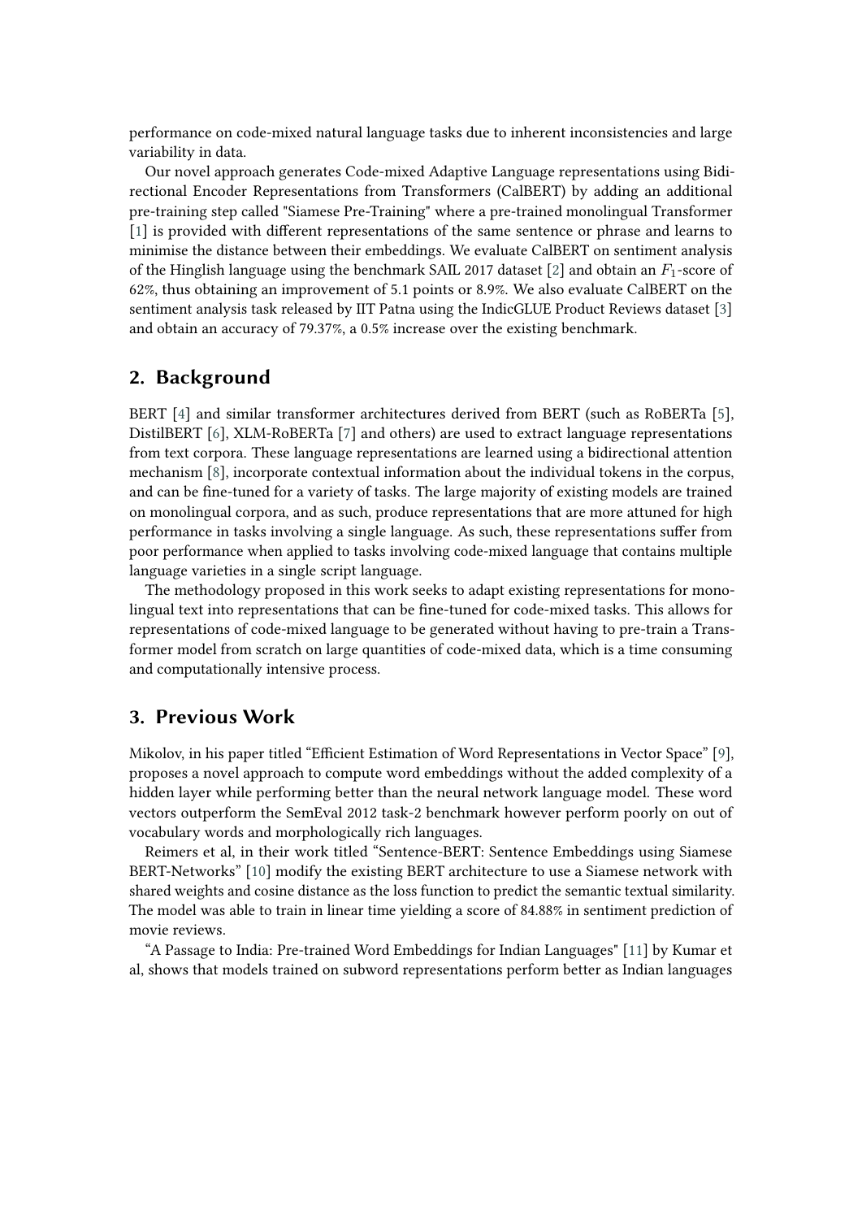performance on code-mixed natural language tasks due to inherent inconsistencies and large variability in data.

Our novel approach generates Code-mixed Adaptive Language representations using Bidirectional Encoder Representations from Transformers (CalBERT) by adding an additional pre-training step called "Siamese Pre-Training" where a pre-trained monolingual Transformer [1] is provided with different representations of the same sentence or phrase and learns to minimise the distance between their embeddings. We evaluate CalBERT on sentiment analysis of the Hinglish language using the benchmark SAIL 2017 dataset [2] and obtain an $F_1$-score of 62%, thus obtaining an improvement of 5.1 points or 8.9%. We also evaluate CalBERT on the sentiment analysis task released by IIT Patna using the IndicGLUE Product Reviews dataset [3] and obtain an accuracy of 79.37%, a 0.5% increase over the existing benchmark.

## 2. Background

BERT [4] and similar transformer architectures derived from BERT (such as RoBERTa [5], DistilBERT [6], XLM-RoBERTa [7] and others) are used to extract language representations from text corpora. These language representations are learned using a bidirectional attention mechanism [8], incorporate contextual information about the individual tokens in the corpus, and can be fine-tuned for a variety of tasks. The large majority of existing models are trained on monolingual corpora, and as such, produce representations that are more attuned for high performance in tasks involving a single language. As such, these representations suffer from poor performance when applied to tasks involving code-mixed language that contains multiple language varieties in a single script language.

The methodology proposed in this work seeks to adapt existing representations for monolingual text into representations that can be fine-tuned for code-mixed tasks. This allows for representations of code-mixed language to be generated without having to pre-train a Transformer model from scratch on large quantities of code-mixed data, which is a time consuming and computationally intensive process.

## 3. Previous Work

Mikolov, in his paper titled "Efficient Estimation of Word Representations in Vector Space" [9], proposes a novel approach to compute word embeddings without the added complexity of a hidden layer while performing better than the neural network language model. These word vectors outperform the SemEval 2012 task-2 benchmark however perform poorly on out of vocabulary words and morphologically rich languages.

Reimers et al, in their work titled "Sentence-BERT: Sentence Embeddings using Siamese BERT-Networks" [10] modify the existing BERT architecture to use a Siamese network with shared weights and cosine distance as the loss function to predict the semantic textual similarity. The model was able to train in linear time yielding a score of 84.88% in sentiment prediction of movie reviews.

"A Passage to India: Pre-trained Word Embeddings for Indian Languages" [11] by Kumar et al, shows that models trained on subword representations perform better as Indian languages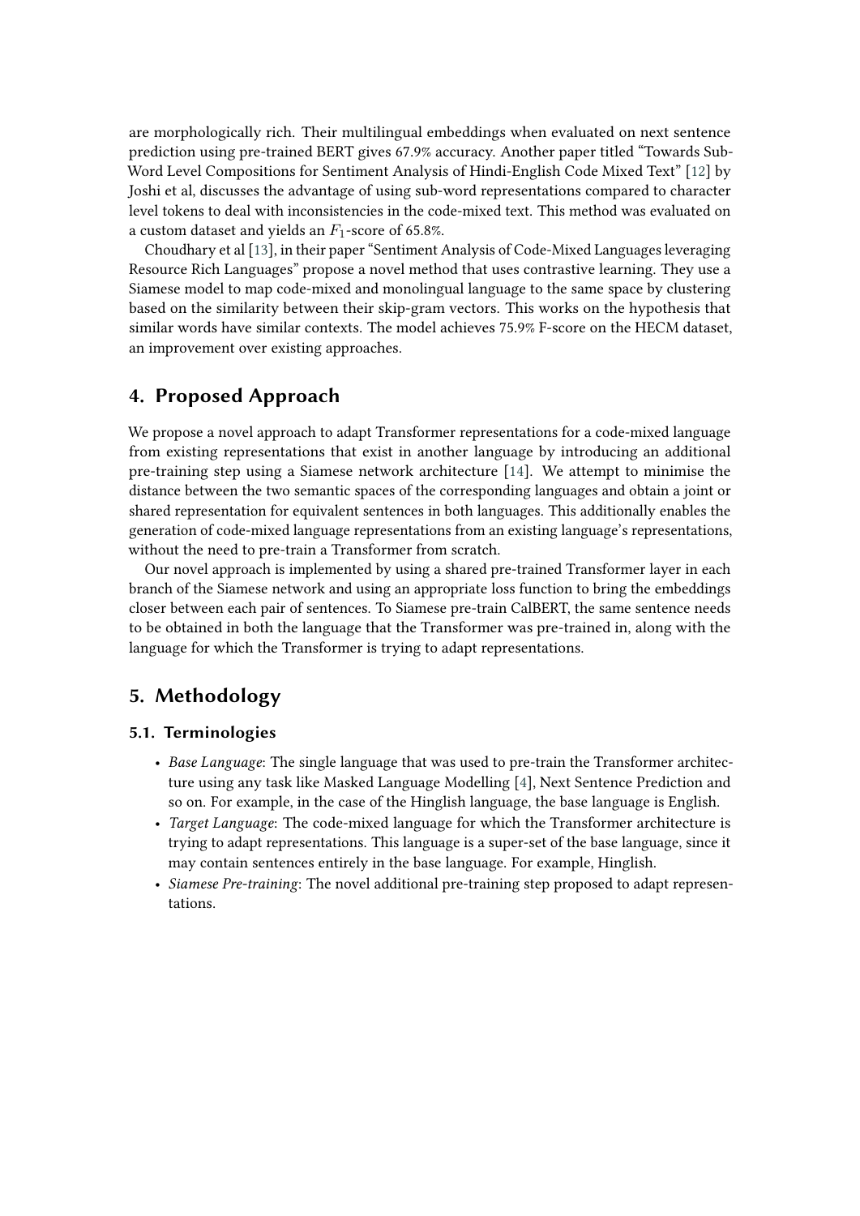are morphologically rich. Their multilingual embeddings when evaluated on next sentence prediction using pre-trained BERT gives 67.9% accuracy. Another paper titled "Towards Sub-Word Level Compositions for Sentiment Analysis of Hindi-English Code Mixed Text" [12] by Joshi et al, discusses the advantage of using sub-word representations compared to character level tokens to deal with inconsistencies in the code-mixed text. This method was evaluated on a custom dataset and yields an $F_1$-score of 65.8%.

Choudhary et al [13], in their paper "Sentiment Analysis of Code-Mixed Languages leveraging Resource Rich Languages" propose a novel method that uses contrastive learning. They use a Siamese model to map code-mixed and monolingual language to the same space by clustering based on the similarity between their skip-gram vectors. This works on the hypothesis that similar words have similar contexts. The model achieves 75.9% F-score on the HECM dataset, an improvement over existing approaches.

## 4. Proposed Approach

We propose a novel approach to adapt Transformer representations for a code-mixed language from existing representations that exist in another language by introducing an additional pre-training step using a Siamese network architecture [14]. We attempt to minimise the distance between the two semantic spaces of the corresponding languages and obtain a joint or shared representation for equivalent sentences in both languages. This additionally enables the generation of code-mixed language representations from an existing language's representations, without the need to pre-train a Transformer from scratch.

Our novel approach is implemented by using a shared pre-trained Transformer layer in each branch of the Siamese network and using an appropriate loss function to bring the embeddings closer between each pair of sentences. To Siamese pre-train CalBERT, the same sentence needs to be obtained in both the language that the Transformer was pre-trained in, along with the language for which the Transformer is trying to adapt representations.

## 5. Methodology

### 5.1. Terminologies

- *Base Language*: The single language that was used to pre-train the Transformer architecture using any task like Masked Language Modelling [4], Next Sentence Prediction and so on. For example, in the case of the Hinglish language, the base language is English.
- *Target Language*: The code-mixed language for which the Transformer architecture is trying to adapt representations. This language is a super-set of the base language, since it may contain sentences entirely in the base language. For example, Hinglish.
- *Siamese Pre-training*: The novel additional pre-training step proposed to adapt representations.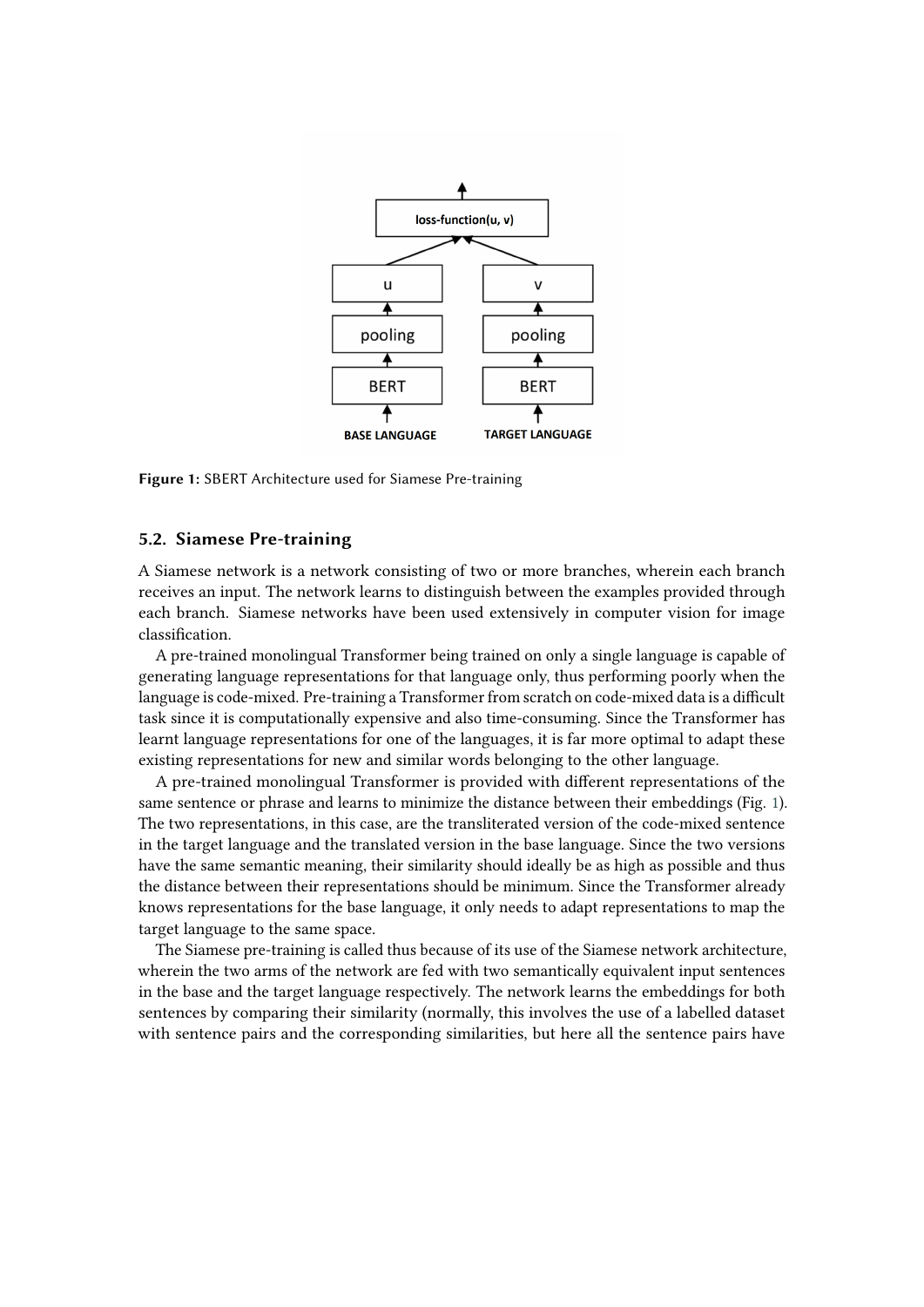Figure 1: SBERT Architecture used for Siamese Pre-training

### 5.2. Siamese Pre-training

A Siamese network is a network consisting of two or more branches, wherein each branch receives an input. The network learns to distinguish between the examples provided through each branch. Siamese networks have been used extensively in computer vision for image classification.

A pre-trained monolingual Transformer being trained on only a single language is capable of generating language representations for that language only, thus performing poorly when the language is code-mixed. Pre-training a Transformer from scratch on code-mixed data is a difficult task since it is computationally expensive and also time-consuming. Since the Transformer has learnt language representations for one of the languages, it is far more optimal to adapt these existing representations for new and similar words belonging to the other language.

A pre-trained monolingual Transformer is provided with different representations of the same sentence or phrase and learns to minimize the distance between their embeddings (Fig. 1). The two representations, in this case, are the transliterated version of the code-mixed sentence in the target language and the translated version in the base language. Since the two versions have the same semantic meaning, their similarity should ideally be as high as possible and thus the distance between their representations should be minimum. Since the Transformer already knows representations for the base language, it only needs to adapt representations to map the target language to the same space.

The Siamese pre-training is called thus because of its use of the Siamese network architecture, wherein the two arms of the network are fed with two semantically equivalent input sentences in the base and the target language respectively. The network learns the embeddings for both sentences by comparing their similarity (normally, this involves the use of a labelled dataset with sentence pairs and the corresponding similarities, but here all the sentence pairs have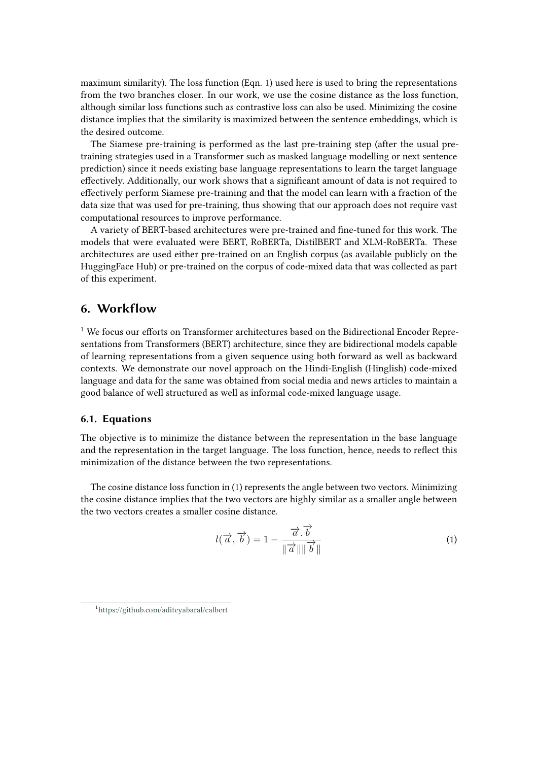maximum similarity). The loss function (Eqn. 1) used here is used to bring the representations from the two branches closer. In our work, we use the cosine distance as the loss function, although similar loss functions such as contrastive loss can also be used. Minimizing the cosine distance implies that the similarity is maximized between the sentence embeddings, which is the desired outcome.

The Siamese pre-training is performed as the last pre-training step (after the usual pre-training strategies used in a Transformer such as masked language modelling or next sentence prediction) since it needs existing base language representations to learn the target language effectively. Additionally, our work shows that a significant amount of data is not required to effectively perform Siamese pre-training and that the model can learn with a fraction of the data size that was used for pre-training, thus showing that our approach does not require vast computational resources to improve performance.

A variety of BERT-based architectures were pre-trained and fine-tuned for this work. The models that were evaluated were BERT, RoBERTa, DistilBERT and XLM-RoBERTa. These architectures are used either pre-trained on an English corpus (as available publicly on the HuggingFace Hub) or pre-trained on the corpus of code-mixed data that was collected as part of this experiment.

## 6. Workflow

[1] We focus our efforts on Transformer architectures based on the Bidirectional Encoder Representations from Transformers (BERT) architecture, since they are bidirectional models capable of learning representations from a given sequence using both forward as well as backward contexts. We demonstrate our novel approach on the Hindi-English (Hinglish) code-mixed language and data for the same was obtained from social media and news articles to maintain a good balance of well structured as well as informal code-mixed language usage.

### 6.1. Equations

The objective is to minimize the distance between the representation in the base language and the representation in the target language. The loss function, hence, needs to reflect this minimization of the distance between the two representations.

The cosine distance loss function in (1) represents the angle between two vectors. Minimizing the cosine distance implies that the two vectors are highly similar as a smaller angle between the two vectors creates a smaller cosine distance.

$$l(\overrightarrow{a}, \overrightarrow{b}) = 1 - \frac{\overrightarrow{a} . \overrightarrow{b}}{\|\overrightarrow{a}\| \|\overrightarrow{b}\|} \tag{1}$$

[1] https://github.com/aditeyabaral/calbert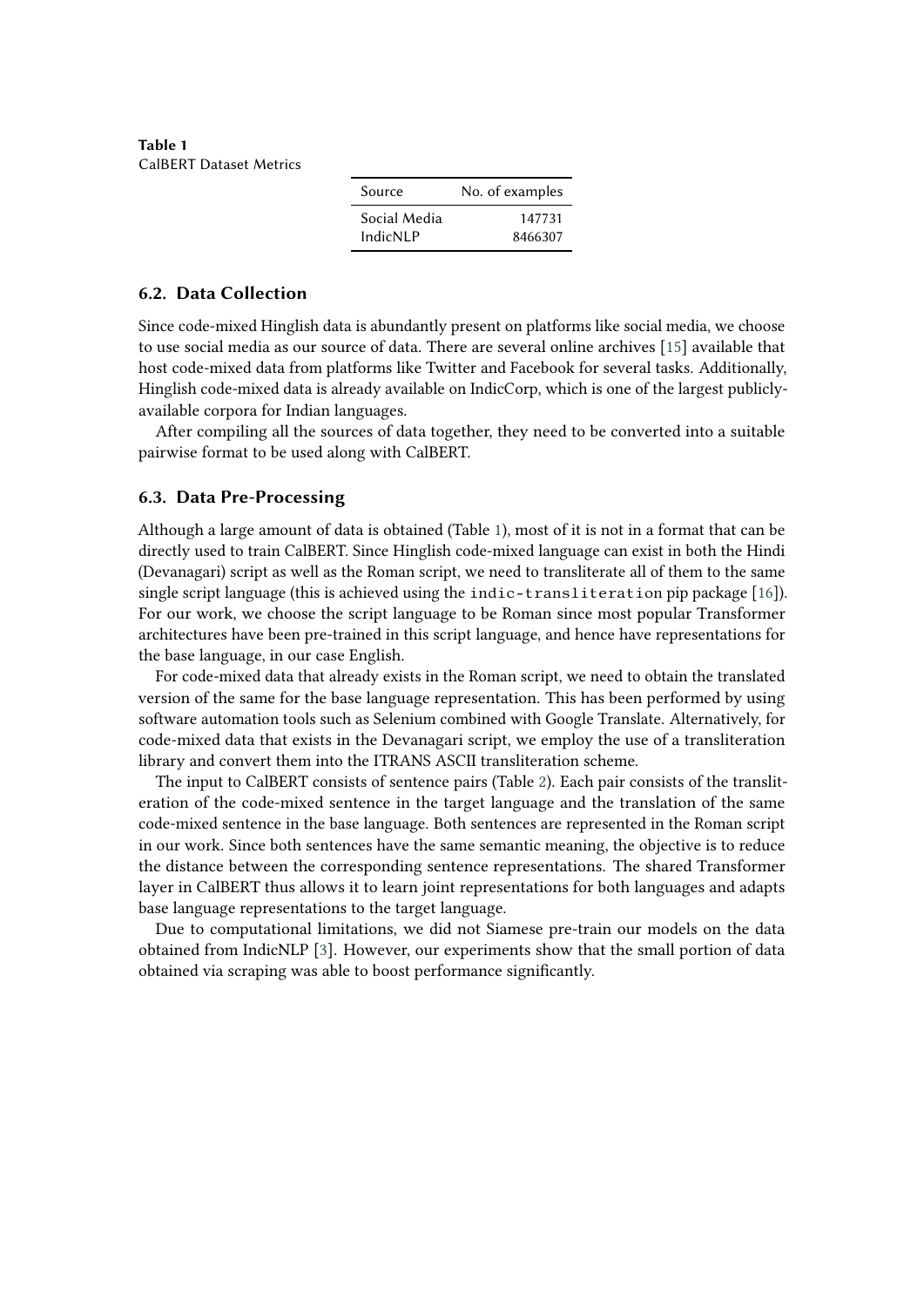**Table 1**
CalBERT Dataset Metrics

| Source | No. of examples |
|---|---|
| Social Media | 147731 |
| IndicNLP | 8466307 |

### 6.2. Data Collection

Since code-mixed Hinglish data is abundantly present on platforms like social media, we choose to use social media as our source of data. There are several online archives [15] available that host code-mixed data from platforms like Twitter and Facebook for several tasks. Additionally, Hinglish code-mixed data is already available on IndicCorp, which is one of the largest publicly-available corpora for Indian languages.

After compiling all the sources of data together, they need to be converted into a suitable pairwise format to be used along with CalBERT.

### 6.3. Data Pre-Processing

Although a large amount of data is obtained (Table 1), most of it is not in a format that can be directly used to train CalBERT. Since Hinglish code-mixed language can exist in both the Hindi (Devanagari) script as well as the Roman script, we need to transliterate all of them to the same single script language (this is achieved using the `indic-transliteration` pip package [16]). For our work, we choose the script language to be Roman since most popular Transformer architectures have been pre-trained in this script language, and hence have representations for the base language, in our case English.

For code-mixed data that already exists in the Roman script, we need to obtain the translated version of the same for the base language representation. This has been performed by using software automation tools such as Selenium combined with Google Translate. Alternatively, for code-mixed data that exists in the Devanagari script, we employ the use of a transliteration library and convert them into the ITRANS ASCII transliteration scheme.

The input to CalBERT consists of sentence pairs (Table 2). Each pair consists of the transliteration of the code-mixed sentence in the target language and the translation of the same code-mixed sentence in the base language. Both sentences are represented in the Roman script in our work. Since both sentences have the same semantic meaning, the objective is to reduce the distance between the corresponding sentence representations. The shared Transformer layer in CalBERT thus allows it to learn joint representations for both languages and adapts base language representations to the target language.

Due to computational limitations, we did not Siamese pre-train our models on the data obtained from IndicNLP [3]. However, our experiments show that the small portion of data obtained via scraping was able to boost performance significantly.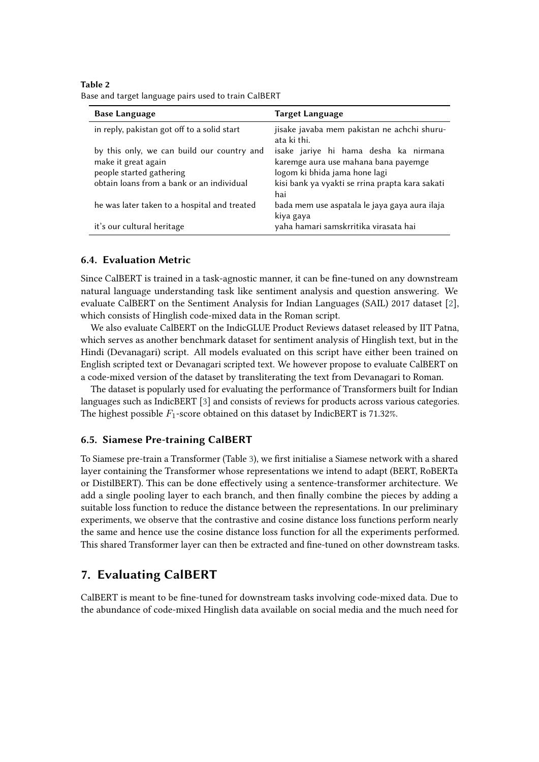**Table 2**
Base and target language pairs used to train CalBERT

| Base Language | Target Language |
| --- | --- |
| in reply, pakistan got off to a solid start | jisake javaba mem pakistan ne achchi shuru-ata ki thi. |
| by this only, we can build our country and make it great again | isake jariye hi hama desha ka nirmana karemge aura use mahana bana payemge |
| people started gathering | logom ki bhida jama hone lagi |
| obtain loans from a bank or an individual | kisi bank ya vyakti se rrina prapta kara sakati hai |
| he was later taken to a hospital and treated | bada mem use aspatala le jaya gaya aura ilaja kiya gaya |
| it's our cultural heritage | yaha hamari samskrritika virasata hai |

### 6.4. Evaluation Metric

Since CalBERT is trained in a task-agnostic manner, it can be fine-tuned on any downstream natural language understanding task like sentiment analysis and question answering. We evaluate CalBERT on the Sentiment Analysis for Indian Languages (SAIL) 2017 dataset [2], which consists of Hinglish code-mixed data in the Roman script.

We also evaluate CalBERT on the IndicGLUE Product Reviews dataset released by IIT Patna, which serves as another benchmark dataset for sentiment analysis of Hinglish text, but in the Hindi (Devanagari) script. All models evaluated on this script have either been trained on English scripted text or Devanagari scripted text. We however propose to evaluate CalBERT on a code-mixed version of the dataset by transliterating the text from Devanagari to Roman.

The dataset is popularly used for evaluating the performance of Transformers built for Indian languages such as IndicBERT [3] and consists of reviews for products across various categories. The highest possible $F_1$-score obtained on this dataset by IndicBERT is 71.32%.

### 6.5. Siamese Pre-training CalBERT

To Siamese pre-train a Transformer (Table 3), we first initialise a Siamese network with a shared layer containing the Transformer whose representations we intend to adapt (BERT, RoBERTa or DistilBERT). This can be done effectively using a sentence-transformer architecture. We add a single pooling layer to each branch, and then finally combine the pieces by adding a suitable loss function to reduce the distance between the representations. In our preliminary experiments, we observe that the contrastive and cosine distance loss functions perform nearly the same and hence use the cosine distance loss function for all the experiments performed. This shared Transformer layer can then be extracted and fine-tuned on other downstream tasks.

## 7. Evaluating CalBERT

CalBERT is meant to be fine-tuned for downstream tasks involving code-mixed data. Due to the abundance of code-mixed Hinglish data available on social media and the much need for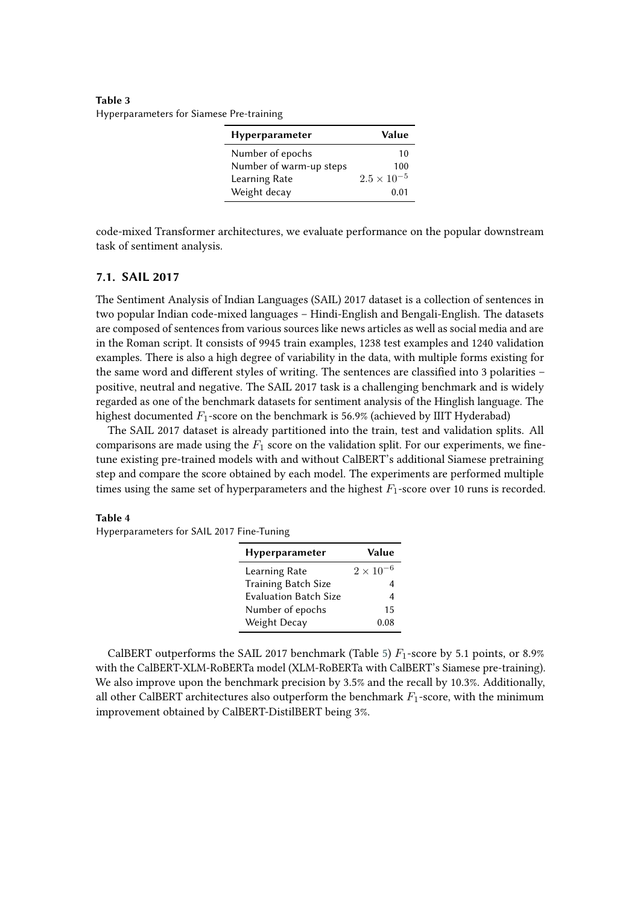**Table 3**
Hyperparameters for Siamese Pre-training

| Hyperparameter | Value |
|---|---|
| Number of epochs | 10 |
| Number of warm-up steps | 100 |
| Learning Rate | $2.5 \times 10^{-5}$ |
| Weight decay | 0.01 |

code-mixed Transformer architectures, we evaluate performance on the popular downstream task of sentiment analysis.

### 7.1. SAIL 2017

The Sentiment Analysis of Indian Languages (SAIL) 2017 dataset is a collection of sentences in two popular Indian code-mixed languages – Hindi-English and Bengali-English. The datasets are composed of sentences from various sources like news articles as well as social media and are in the Roman script. It consists of 9945 train examples, 1238 test examples and 1240 validation examples. There is also a high degree of variability in the data, with multiple forms existing for the same word and different styles of writing. The sentences are classified into 3 polarities – positive, neutral and negative. The SAIL 2017 task is a challenging benchmark and is widely regarded as one of the benchmark datasets for sentiment analysis of the Hinglish language. The highest documented $F_1$-score on the benchmark is 56.9% (achieved by IIIT Hyderabad)

The SAIL 2017 dataset is already partitioned into the train, test and validation splits. All comparisons are made using the $F_1$ score on the validation split. For our experiments, we fine-tune existing pre-trained models with and without CalBERT's additional Siamese pretraining step and compare the score obtained by each model. The experiments are performed multiple times using the same set of hyperparameters and the highest $F_1$-score over 10 runs is recorded.

**Table 4**
Hyperparameters for SAIL 2017 Fine-Tuning

| Hyperparameter | Value |
|---|---|
| Learning Rate | $2 \times 10^{-6}$ |
| Training Batch Size | 4 |
| Evaluation Batch Size | 4 |
| Number of epochs | 15 |
| Weight Decay | 0.08 |

CalBERT outperforms the SAIL 2017 benchmark (Table 5) $F_1$-score by 5.1 points, or 8.9% with the CalBERT-XLM-RoBERTa model (XLM-RoBERTa with CalBERT's Siamese pre-training). We also improve upon the benchmark precision by 3.5% and the recall by 10.3%. Additionally, all other CalBERT architectures also outperform the benchmark $F_1$-score, with the minimum improvement obtained by CalBERT-DistilBERT being 3%.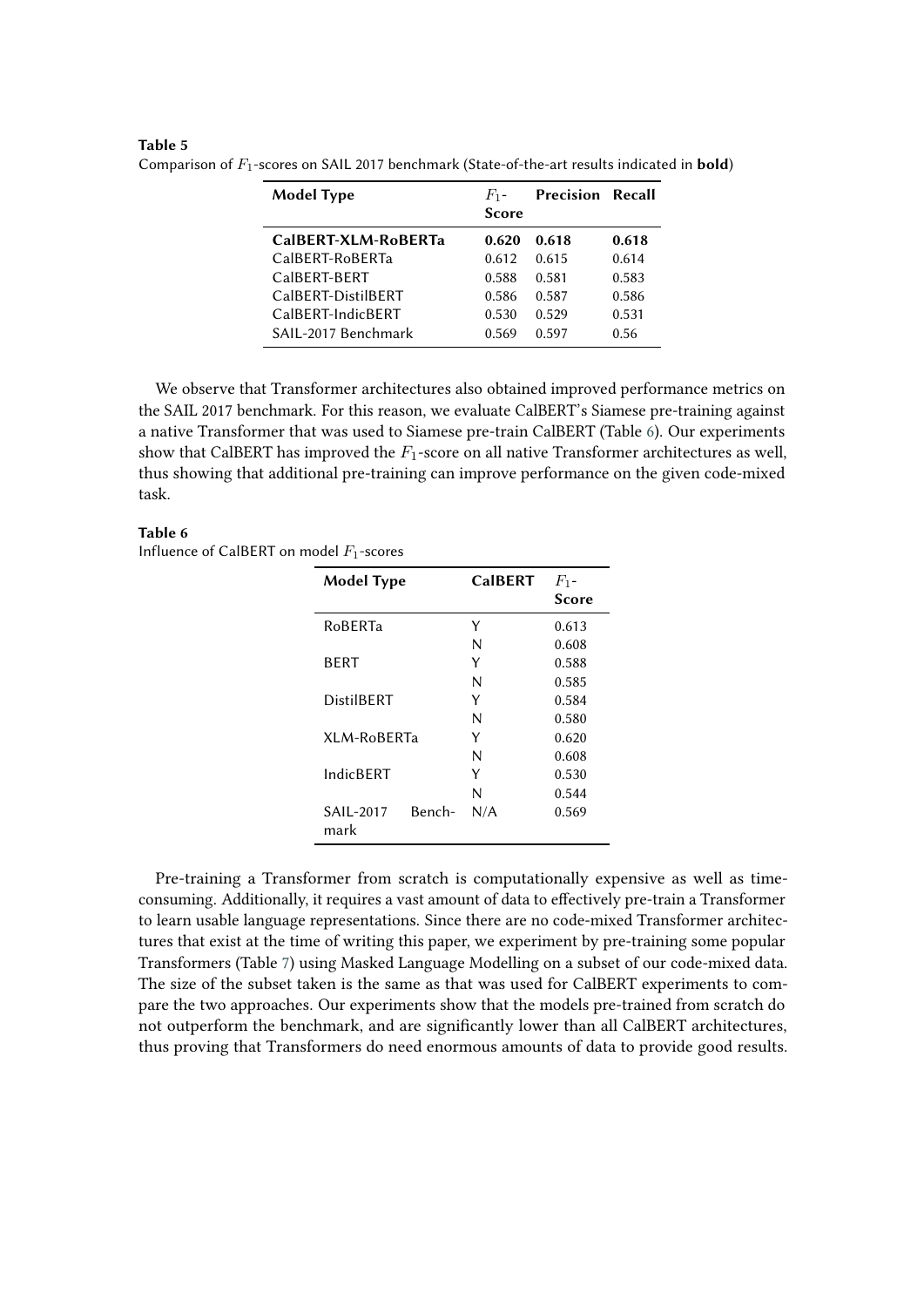**Table 5**
Comparison of $F_1$-scores on SAIL 2017 benchmark (State-of-the-art results indicated in **bold**)

| Model Type | $F_1$-Score | Precision | Recall |
|---|---|---|---|
| **CalBERT-XLM-RoBERTa** | **0.620** | **0.618** | **0.618** |
| CalBERT-RoBERTa | 0.612 | 0.615 | 0.614 |
| CalBERT-BERT | 0.588 | 0.581 | 0.583 |
| CalBERT-DistilBERT | 0.586 | 0.587 | 0.586 |
| CalBERT-IndicBERT | 0.530 | 0.529 | 0.531 |
| SAIL-2017 Benchmark | 0.569 | 0.597 | 0.56 |

We observe that Transformer architectures also obtained improved performance metrics on the SAIL 2017 benchmark. For this reason, we evaluate CalBERT's Siamese pre-training against a native Transformer that was used to Siamese pre-train CalBERT (Table 6). Our experiments show that CalBERT has improved the $F_1$-score on all native Transformer architectures as well, thus showing that additional pre-training can improve performance on the given code-mixed task.

**Table 6**
Influence of CalBERT on model $F_1$-scores

| Model Type | CalBERT | $F_1$-Score |
|---|---|---|
| RoBERTa | Y | 0.613 |
| | N | 0.608 |
| BERT | Y | 0.588 |
| | N | 0.585 |
| DistilBERT | Y | 0.584 |
| | N | 0.580 |
| XLM-RoBERTa | Y | 0.620 |
| | N | 0.608 |
| IndicBERT | Y | 0.530 |
| | N | 0.544 |
| SAIL-2017 Benchmark | N/A | 0.569 |

Pre-training a Transformer from scratch is computationally expensive as well as time-consuming. Additionally, it requires a vast amount of data to effectively pre-train a Transformer to learn usable language representations. Since there are no code-mixed Transformer architectures that exist at the time of writing this paper, we experiment by pre-training some popular Transformers (Table 7) using Masked Language Modelling on a subset of our code-mixed data. The size of the subset taken is the same as that was used for CalBERT experiments to compare the two approaches. Our experiments show that the models pre-trained from scratch do not outperform the benchmark, and are significantly lower than all CalBERT architectures, thus proving that Transformers do need enormous amounts of data to provide good results.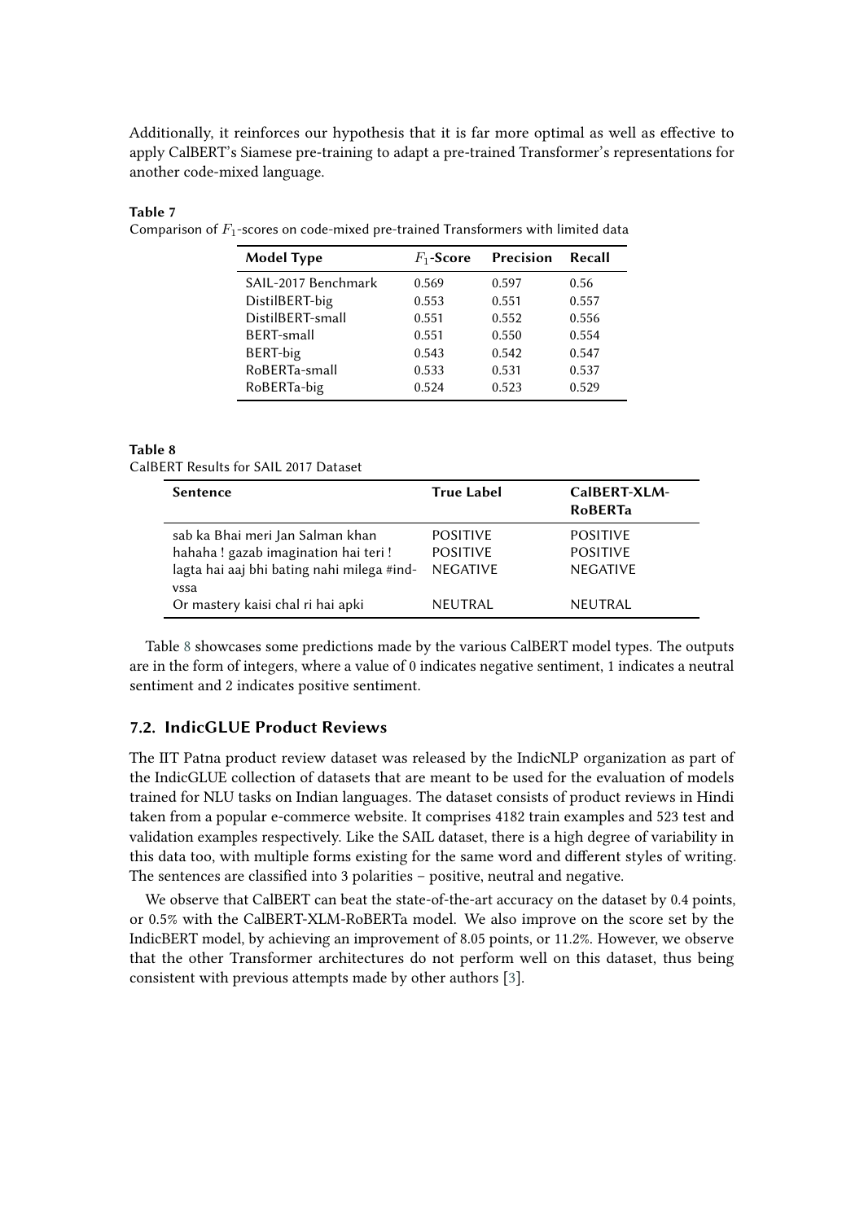Additionally, it reinforces our hypothesis that it is far more optimal as well as effective to apply CalBERT's Siamese pre-training to adapt a pre-trained Transformer's representations for another code-mixed language.

**Table 7**

Comparison of $F_1$-scores on code-mixed pre-trained Transformers with limited data

| Model Type | $F_1$-Score | Precision | Recall |
|---|---|---|---|
| SAIL-2017 Benchmark | 0.569 | 0.597 | 0.56 |
| DistilBERT-big | 0.553 | 0.551 | 0.557 |
| DistilBERT-small | 0.551 | 0.552 | 0.556 |
| BERT-small | 0.551 | 0.550 | 0.554 |
| BERT-big | 0.543 | 0.542 | 0.547 |
| RoBERTa-small | 0.533 | 0.531 | 0.537 |
| RoBERTa-big | 0.524 | 0.523 | 0.529 |

**Table 8**

CalBERT Results for SAIL 2017 Dataset

| Sentence | True Label | CalBERT-XLM-RoBERTa |
|---|---|---|
| sab ka Bhai meri Jan Salman khan | POSITIVE | POSITIVE |
| hahaha ! gazab imagination hai teri ! | POSITIVE | POSITIVE |
| lagta hai aaj bhi bating nahi milega #indvssa | NEGATIVE | NEGATIVE |
| Or mastery kaisi chal ri hai apki | NEUTRAL | NEUTRAL |

Table 8 showcases some predictions made by the various CalBERT model types. The outputs are in the form of integers, where a value of 0 indicates negative sentiment, 1 indicates a neutral sentiment and 2 indicates positive sentiment.

## 7.2. IndicGLUE Product Reviews

The IIT Patna product review dataset was released by the IndicNLP organization as part of the IndicGLUE collection of datasets that are meant to be used for the evaluation of models trained for NLU tasks on Indian languages. The dataset consists of product reviews in Hindi taken from a popular e-commerce website. It comprises 4182 train examples and 523 test and validation examples respectively. Like the SAIL dataset, there is a high degree of variability in this data too, with multiple forms existing for the same word and different styles of writing. The sentences are classified into 3 polarities – positive, neutral and negative.

We observe that CalBERT can beat the state-of-the-art accuracy on the dataset by 0.4 points, or 0.5% with the CalBERT-XLM-RoBERTa model. We also improve on the score set by the IndicBERT model, by achieving an improvement of 8.05 points, or 11.2%. However, we observe that the other Transformer architectures do not perform well on this dataset, thus being consistent with previous attempts made by other authors [3].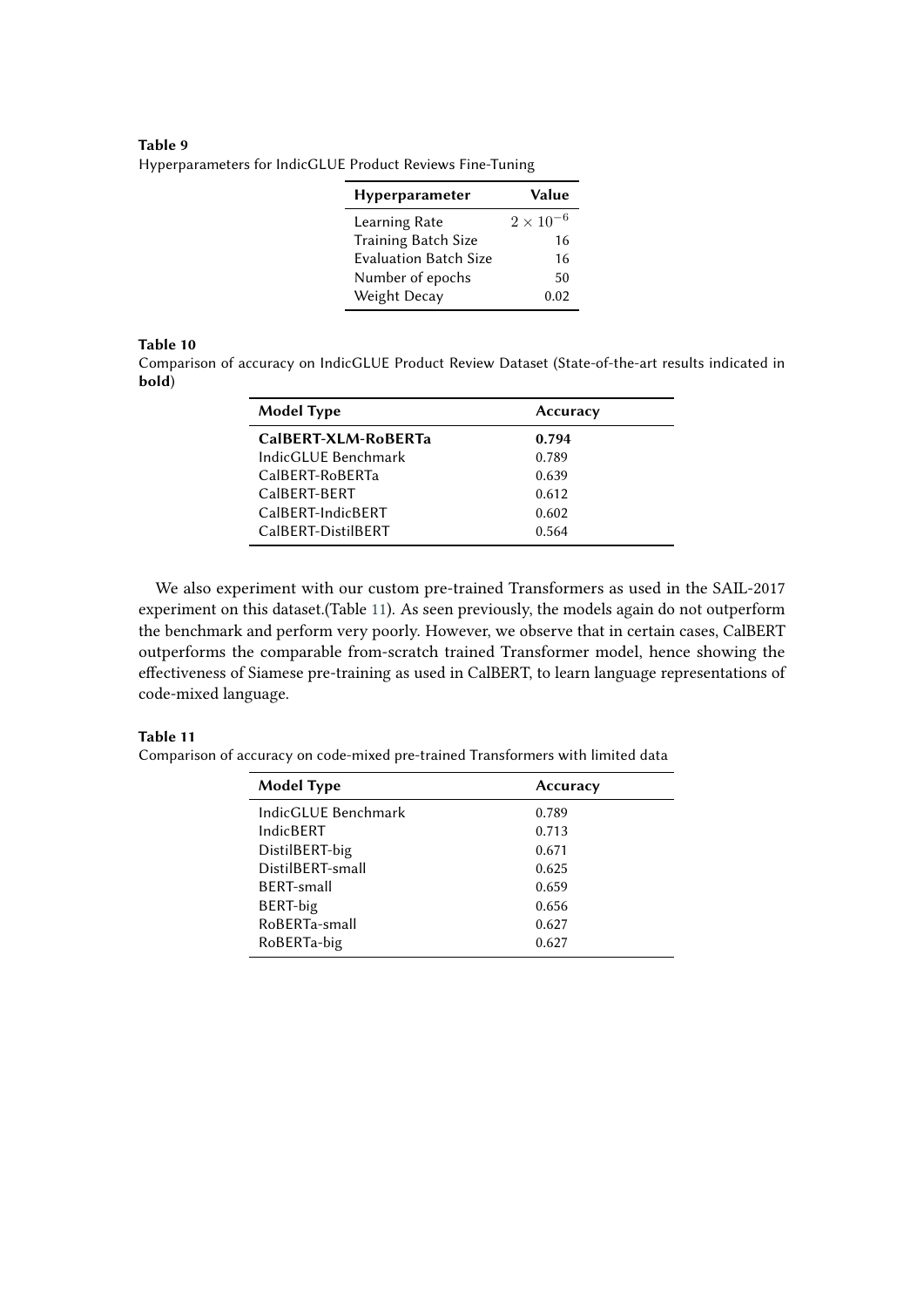**Table 9**
Hyperparameters for IndicGLUE Product Reviews Fine-Tuning

| Hyperparameter | Value |
|---|---|
| Learning Rate | $2 \times 10^{-6}$ |
| Training Batch Size | 16 |
| Evaluation Batch Size | 16 |
| Number of epochs | 50 |
| Weight Decay | 0.02 |

**Table 10**
Comparison of accuracy on IndicGLUE Product Review Dataset (State-of-the-art results indicated in **bold**)

| Model Type | Accuracy |
|---|---|
| **CalBERT-XLM-RoBERTa** | **0.794** |
| IndicGLUE Benchmark | 0.789 |
| CalBERT-RoBERTa | 0.639 |
| CalBERT-BERT | 0.612 |
| CalBERT-IndicBERT | 0.602 |
| CalBERT-DistilBERT | 0.564 |

We also experiment with our custom pre-trained Transformers as used in the SAIL-2017 experiment on this dataset.(Table 11). As seen previously, the models again do not outperform the benchmark and perform very poorly. However, we observe that in certain cases, CalBERT outperforms the comparable from-scratch trained Transformer model, hence showing the effectiveness of Siamese pre-training as used in CalBERT, to learn language representations of code-mixed language.

**Table 11**
Comparison of accuracy on code-mixed pre-trained Transformers with limited data

| Model Type | Accuracy |
|---|---|
| IndicGLUE Benchmark | 0.789 |
| IndicBERT | 0.713 |
| DistilBERT-big | 0.671 |
| DistilBERT-small | 0.625 |
| BERT-small | 0.659 |
| BERT-big | 0.656 |
| RoBERTa-small | 0.627 |
| RoBERTa-big | 0.627 |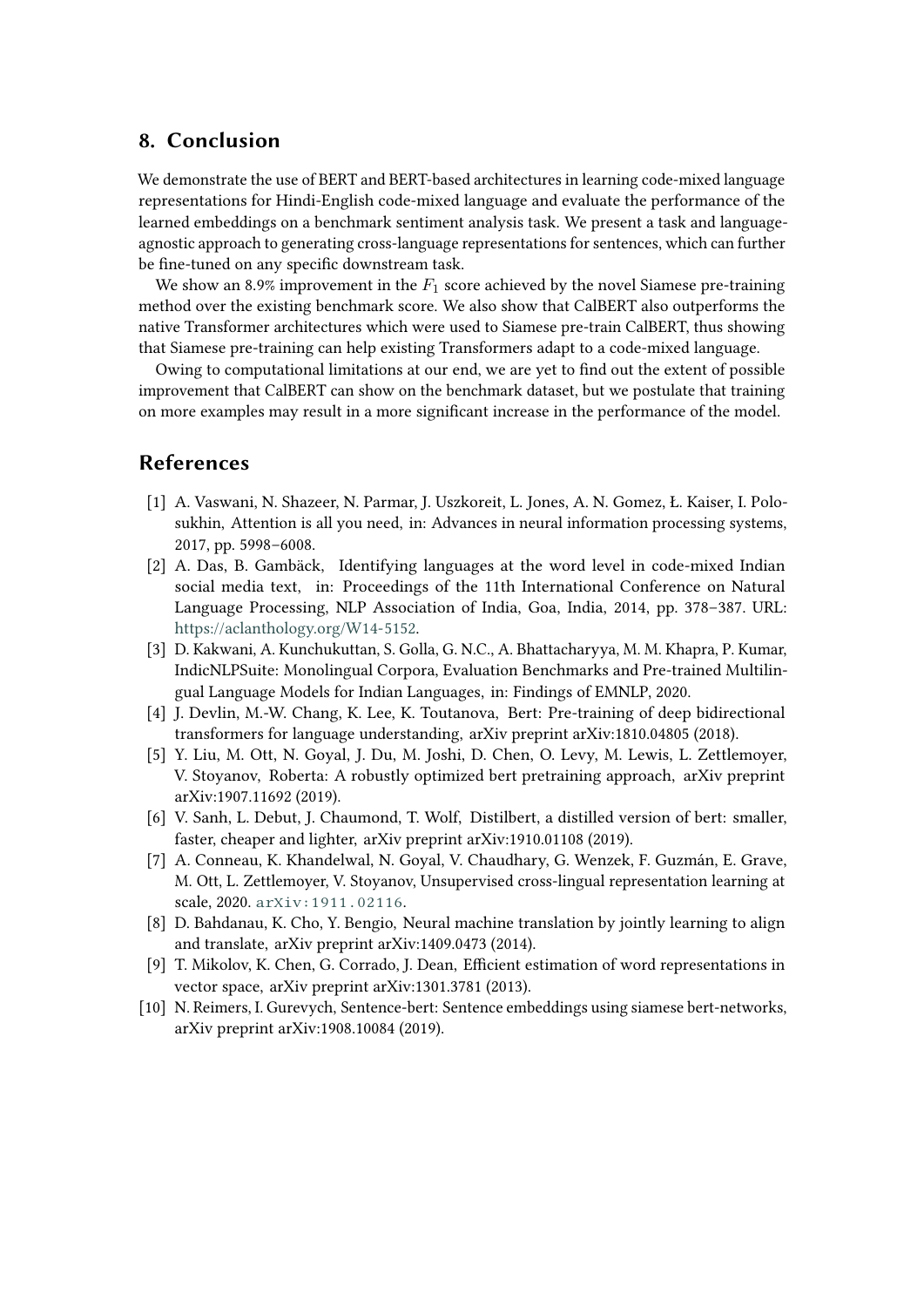## 8. Conclusion

We demonstrate the use of BERT and BERT-based architectures in learning code-mixed language representations for Hindi-English code-mixed language and evaluate the performance of the learned embeddings on a benchmark sentiment analysis task. We present a task and language-agnostic approach to generating cross-language representations for sentences, which can further be fine-tuned on any specific downstream task.

We show an 8.9% improvement in the $F_1$ score achieved by the novel Siamese pre-training method over the existing benchmark score. We also show that CalBERT also outperforms the native Transformer architectures which were used to Siamese pre-train CalBERT, thus showing that Siamese pre-training can help existing Transformers adapt to a code-mixed language.

Owing to computational limitations at our end, we are yet to find out the extent of possible improvement that CalBERT can show on the benchmark dataset, but we postulate that training on more examples may result in a more significant increase in the performance of the model.

## References

[1] A. Vaswani, N. Shazeer, N. Parmar, J. Uszkoreit, L. Jones, A. N. Gomez, Ł. Kaiser, I. Polosukhin, Attention is all you need, in: Advances in neural information processing systems, 2017, pp. 5998–6008.

[2] A. Das, B. Gambäck, Identifying languages at the word level in code-mixed Indian social media text, in: Proceedings of the 11th International Conference on Natural Language Processing, NLP Association of India, Goa, India, 2014, pp. 378–387. URL: https://aclanthology.org/W14-5152.

[3] D. Kakwani, A. Kunchukuttan, S. Golla, G. N.C., A. Bhattacharyya, M. M. Khapra, P. Kumar, IndicNLPSuite: Monolingual Corpora, Evaluation Benchmarks and Pre-trained Multilingual Language Models for Indian Languages, in: Findings of EMNLP, 2020.

[4] J. Devlin, M.-W. Chang, K. Lee, K. Toutanova, Bert: Pre-training of deep bidirectional transformers for language understanding, arXiv preprint arXiv:1810.04805 (2018).

[5] Y. Liu, M. Ott, N. Goyal, J. Du, M. Joshi, D. Chen, O. Levy, M. Lewis, L. Zettlemoyer, V. Stoyanov, Roberta: A robustly optimized bert pretraining approach, arXiv preprint arXiv:1907.11692 (2019).

[6] V. Sanh, L. Debut, J. Chaumond, T. Wolf, Distilbert, a distilled version of bert: smaller, faster, cheaper and lighter, arXiv preprint arXiv:1910.01108 (2019).

[7] A. Conneau, K. Khandelwal, N. Goyal, V. Chaudhary, G. Wenzek, F. Guzmán, E. Grave, M. Ott, L. Zettlemoyer, V. Stoyanov, Unsupervised cross-lingual representation learning at scale, 2020. arXiv:1911.02116.

[8] D. Bahdanau, K. Cho, Y. Bengio, Neural machine translation by jointly learning to align and translate, arXiv preprint arXiv:1409.0473 (2014).

[9] T. Mikolov, K. Chen, G. Corrado, J. Dean, Efficient estimation of word representations in vector space, arXiv preprint arXiv:1301.3781 (2013).

[10] N. Reimers, I. Gurevych, Sentence-bert: Sentence embeddings using siamese bert-networks, arXiv preprint arXiv:1908.10084 (2019).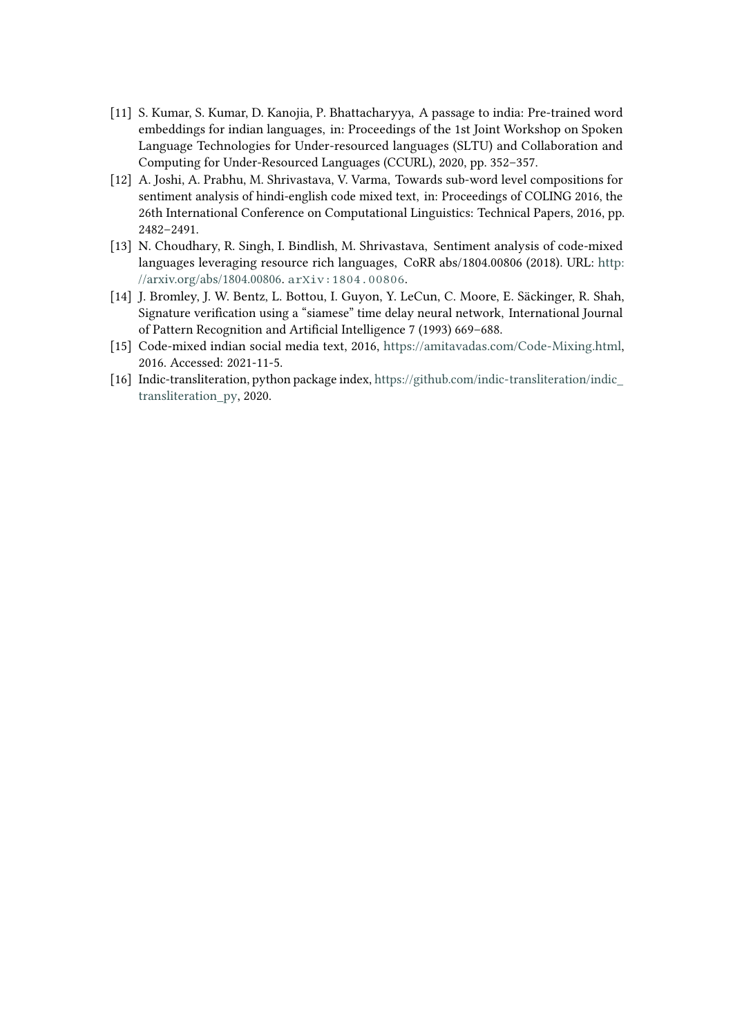[11] S. Kumar, S. Kumar, D. Kanojia, P. Bhattacharyya, A passage to india: Pre-trained word embeddings for indian languages, in: Proceedings of the 1st Joint Workshop on Spoken Language Technologies for Under-resourced languages (SLTU) and Collaboration and Computing for Under-Resourced Languages (CCURL), 2020, pp. 352–357.

[12] A. Joshi, A. Prabhu, M. Shrivastava, V. Varma, Towards sub-word level compositions for sentiment analysis of hindi-english code mixed text, in: Proceedings of COLING 2016, the 26th International Conference on Computational Linguistics: Technical Papers, 2016, pp. 2482–2491.

[13] N. Choudhary, R. Singh, I. Bindlish, M. Shrivastava, Sentiment analysis of code-mixed languages leveraging resource rich languages, CoRR abs/1804.00806 (2018). URL: http://arxiv.org/abs/1804.00806. arXiv:1804.00806.

[14] J. Bromley, J. W. Bentz, L. Bottou, I. Guyon, Y. LeCun, C. Moore, E. Säckinger, R. Shah, Signature verification using a "siamese" time delay neural network, International Journal of Pattern Recognition and Artificial Intelligence 7 (1993) 669–688.

[15] Code-mixed indian social media text, 2016, https://amitavadas.com/Code-Mixing.html, 2016. Accessed: 2021-11-5.

[16] Indic-transliteration, python package index, https://github.com/indic-transliteration/indic_transliteration_py, 2020.